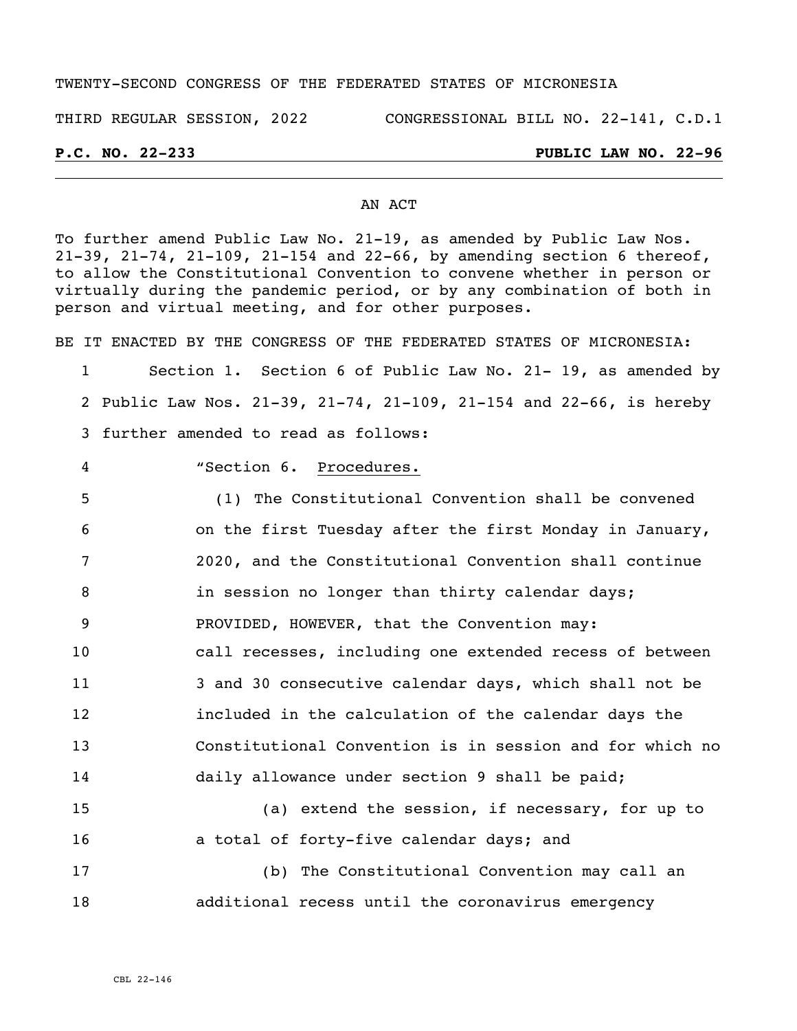TWENTY-SECOND CONGRESS OF THE FEDERATED STATES OF MICRONESIA

THIRD REGULAR SESSION, 2022 CONGRESSIONAL BILL NO. 22-141, C.D.1

**P.C. NO. 22-233** **PUBLIC LAW NO. 22-96**

AN ACT

To further amend Public Law No. 21-19, as amended by Public Law Nos. 21-39, 21-74, 21-109, 21-154 and 22-66, by amending section 6 thereof, to allow the Constitutional Convention to convene whether in person or virtually during the pandemic period, or by any combination of both in person and virtual meeting, and for other purposes.

BE IT ENACTED BY THE CONGRESS OF THE FEDERATED STATES OF MICRONESIA:

1 Section 1. Section 6 of Public Law No. 21- 19, as amended by
2 Public Law Nos. 21-39, 21-74, 21-109, 21-154 and 22-66, is hereby
3 further amended to read as follows:

4 "Section 6. Procedures.

5 (1) The Constitutional Convention shall be convened
6 on the first Tuesday after the first Monday in January,
7 2020, and the Constitutional Convention shall continue
8 in session no longer than thirty calendar days;
9 PROVIDED, HOWEVER, that the Convention may:
10 call recesses, including one extended recess of between
11 3 and 30 consecutive calendar days, which shall not be
12 included in the calculation of the calendar days the
13 Constitutional Convention is in session and for which no
14 daily allowance under section 9 shall be paid;

15 (a) extend the session, if necessary, for up to
16 a total of forty-five calendar days; and

17 (b) The Constitutional Convention may call an
18 additional recess until the coronavirus emergency

CBL 22-146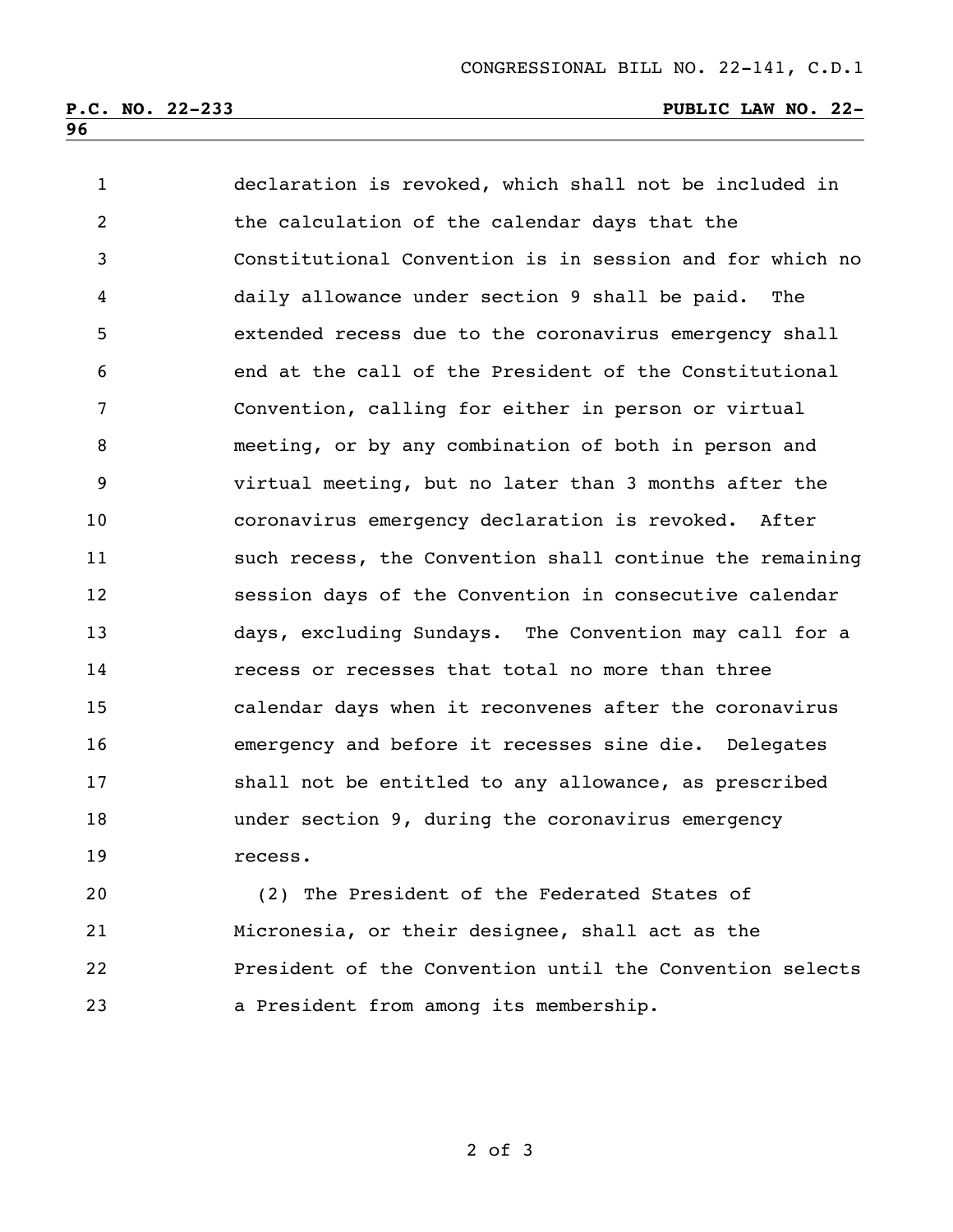declaration is revoked, which shall not be included in the calculation of the calendar days that the Constitutional Convention is in session and for which no daily allowance under section 9 shall be paid. The extended recess due to the coronavirus emergency shall end at the call of the President of the Constitutional Convention, calling for either in person or virtual meeting, or by any combination of both in person and virtual meeting, but no later than 3 months after the coronavirus emergency declaration is revoked. After such recess, the Convention shall continue the remaining session days of the Convention in consecutive calendar days, excluding Sundays. The Convention may call for a recess or recesses that total no more than three calendar days when it reconvenes after the coronavirus emergency and before it recesses sine die. Delegates shall not be entitled to any allowance, as prescribed under section 9, during the coronavirus emergency recess.

(2) The President of the Federated States of Micronesia, or their designee, shall act as the President of the Convention until the Convention selects a President from among its membership.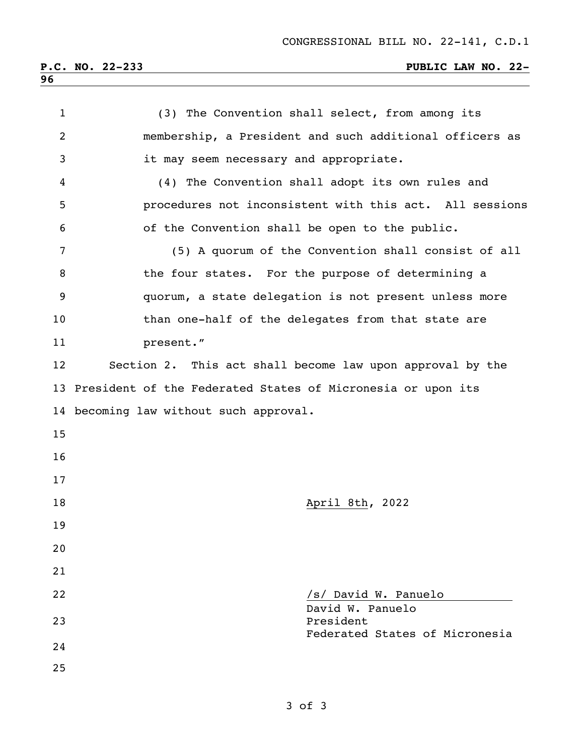(3) The Convention shall select, from among its membership, a President and such additional officers as it may seem necessary and appropriate.

(4) The Convention shall adopt its own rules and procedures not inconsistent with this act. All sessions of the Convention shall be open to the public.

(5) A quorum of the Convention shall consist of all the four states. For the purpose of determining a quorum, a state delegation is not present unless more than one-half of the delegates from that state are present."

Section 2. This act shall become law upon approval by the President of the Federated States of Micronesia or upon its becoming law without such approval.

April 8th, 2022

/s/ David W. Panuelo
David W. Panuelo
President
Federated States of Micronesia